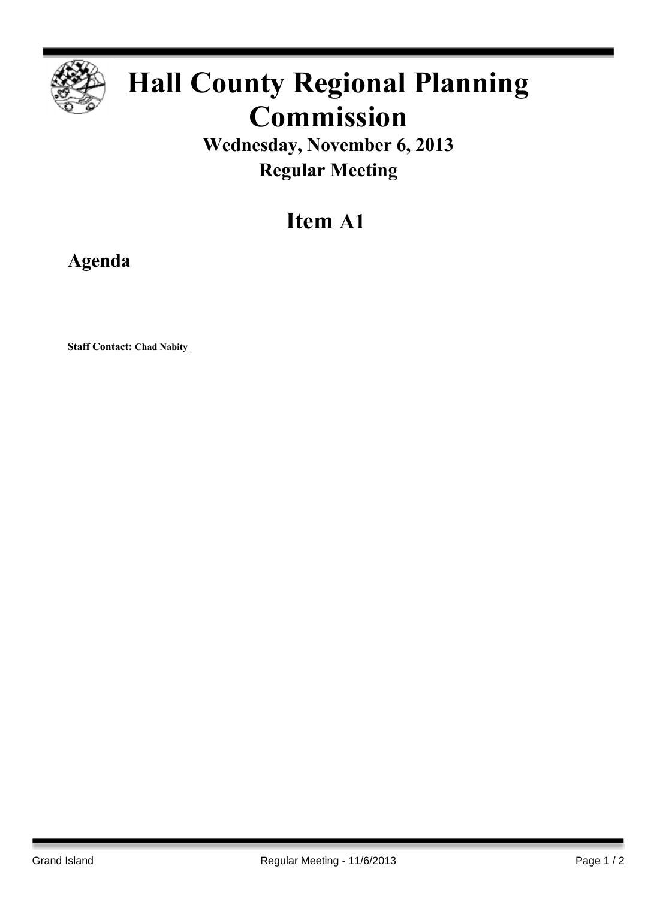# Hall County Regional Planning Commission

## Wednesday, November 6, 2013
## Regular Meeting

## Item A1

### Agenda

**Staff Contact: Chad Nabity**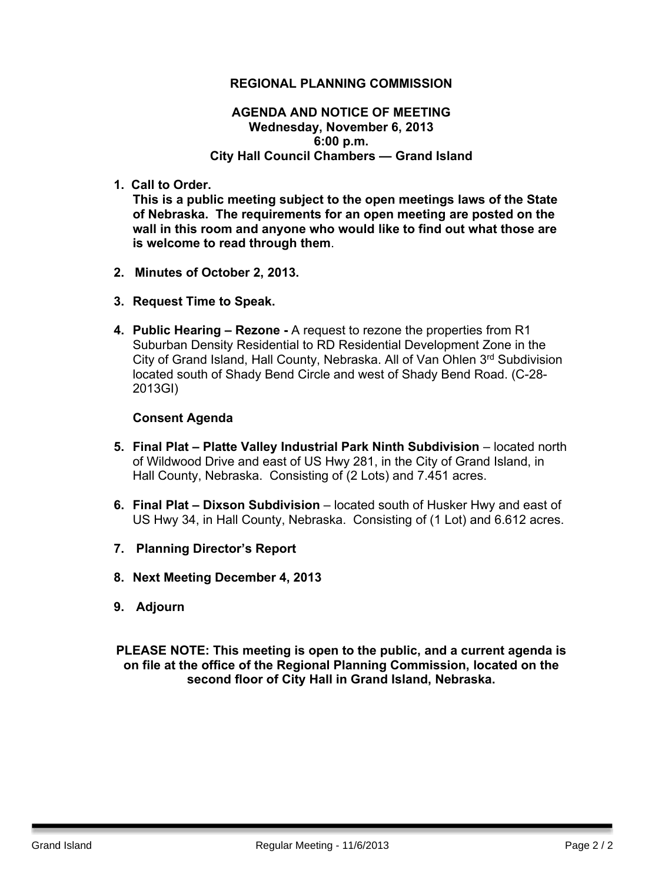**REGIONAL PLANNING COMMISSION**

**AGENDA AND NOTICE OF MEETING**
**Wednesday, November 6, 2013**
**6:00 p.m.**
**City Hall Council Chambers — Grand Island**

1. **Call to Order.**
   **This is a public meeting subject to the open meetings laws of the State of Nebraska. The requirements for an open meeting are posted on the wall in this room and anyone who would like to find out what those are is welcome to read through them.**

2. **Minutes of October 2, 2013.**

3. **Request Time to Speak.**

4. **Public Hearing – Rezone -** A request to rezone the properties from R1 Suburban Density Residential to RD Residential Development Zone in the City of Grand Island, Hall County, Nebraska. All of Van Ohlen 3rd Subdivision located south of Shady Bend Circle and west of Shady Bend Road. (C-28-2013GI)

   **Consent Agenda**

5. **Final Plat – Platte Valley Industrial Park Ninth Subdivision** – located north of Wildwood Drive and east of US Hwy 281, in the City of Grand Island, in Hall County, Nebraska. Consisting of (2 Lots) and 7.451 acres.

6. **Final Plat – Dixson Subdivision** – located south of Husker Hwy and east of US Hwy 34, in Hall County, Nebraska. Consisting of (1 Lot) and 6.612 acres.

7. **Planning Director's Report**

8. **Next Meeting December 4, 2013**

9. **Adjourn**

**PLEASE NOTE: This meeting is open to the public, and a current agenda is on file at the office of the Regional Planning Commission, located on the second floor of City Hall in Grand Island, Nebraska.**